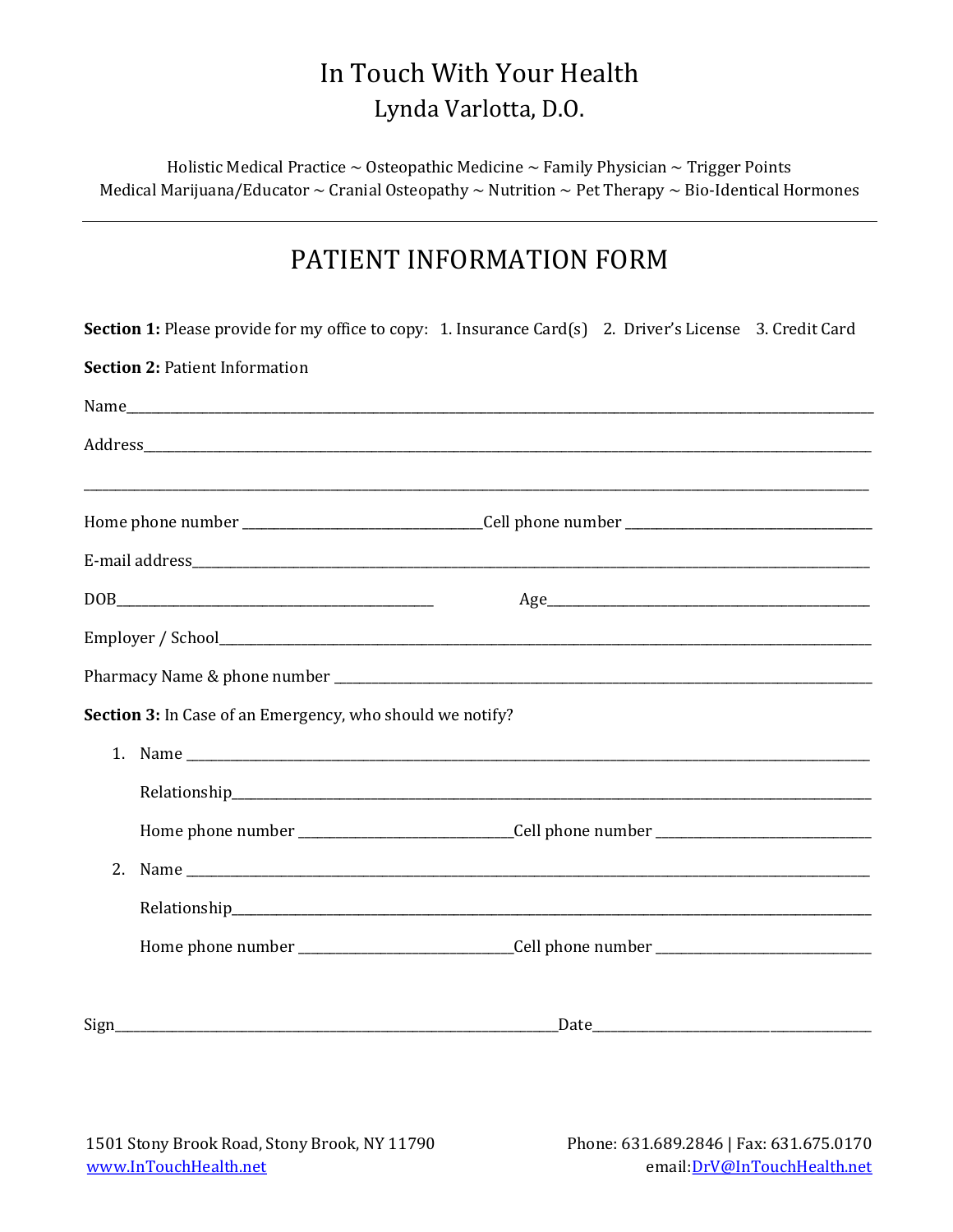# In Touch With Your Health

## Lynda Varlotta, D.O.

Holistic Medical Practice ~ Osteopathic Medicine ~ Family Physician ~ Trigger Points
Medical Marijuana/Educator ~ Cranial Osteopathy ~ Nutrition ~ Pet Therapy ~ Bio-Identical Hormones

---

## PATIENT INFORMATION FORM

**Section 1:** Please provide for my office to copy: 1. Insurance Card(s) 2. Driver's License 3. Credit Card

**Section 2:** Patient Information

Name\_\_\_\_\_\_\_\_\_\_\_\_\_\_\_\_\_\_\_\_\_\_\_\_\_\_\_\_\_\_\_\_\_\_\_\_\_\_\_\_\_\_\_\_\_\_\_\_

Address\_\_\_\_\_\_\_\_\_\_\_\_\_\_\_\_\_\_\_\_\_\_\_\_\_\_\_\_\_\_\_\_\_\_\_\_\_\_\_\_\_\_\_\_\_\_\_\_

\_\_\_\_\_\_\_\_\_\_\_\_\_\_\_\_\_\_\_\_\_\_\_\_\_\_\_\_\_\_\_\_\_\_\_\_\_\_\_\_\_\_\_\_\_\_\_\_\_\_\_\_\_\_

Home phone number \_\_\_\_\_\_\_\_\_\_\_\_\_\_\_\_\_\_\_\_ Cell phone number \_\_\_\_\_\_\_\_\_\_\_\_\_\_\_\_\_\_\_\_

E-mail address\_\_\_\_\_\_\_\_\_\_\_\_\_\_\_\_\_\_\_\_\_\_\_\_\_\_\_\_\_\_\_\_\_\_\_\_\_\_\_\_\_\_\_\_\_\_\_\_

DOB\_\_\_\_\_\_\_\_\_\_\_\_\_\_\_\_\_\_\_\_\_\_\_\_ Age\_\_\_\_\_\_\_\_\_\_\_\_\_\_\_\_\_\_\_\_\_\_\_\_

Employer / School\_\_\_\_\_\_\_\_\_\_\_\_\_\_\_\_\_\_\_\_\_\_\_\_\_\_\_\_\_\_\_\_\_\_\_\_\_\_\_\_\_\_\_\_\_\_\_\_

Pharmacy Name & phone number \_\_\_\_\_\_\_\_\_\_\_\_\_\_\_\_\_\_\_\_\_\_\_\_\_\_\_\_\_\_\_\_\_\_\_\_\_\_\_\_

**Section 3:** In Case of an Emergency, who should we notify?

1. Name \_\_\_\_\_\_\_\_\_\_\_\_\_\_\_\_\_\_\_\_\_\_\_\_\_\_\_\_\_\_\_\_\_\_\_\_\_\_\_\_\_\_\_\_\_\_\_\_

   Relationship\_\_\_\_\_\_\_\_\_\_\_\_\_\_\_\_\_\_\_\_\_\_\_\_\_\_\_\_\_\_\_\_\_\_\_\_\_\_\_\_\_\_\_\_\_\_\_\_

   Home phone number \_\_\_\_\_\_\_\_\_\_\_\_\_\_\_\_\_\_\_\_ Cell phone number \_\_\_\_\_\_\_\_\_\_\_\_\_\_\_\_\_\_\_\_

2. Name \_\_\_\_\_\_\_\_\_\_\_\_\_\_\_\_\_\_\_\_\_\_\_\_\_\_\_\_\_\_\_\_\_\_\_\_\_\_\_\_\_\_\_\_\_\_\_\_

   Relationship\_\_\_\_\_\_\_\_\_\_\_\_\_\_\_\_\_\_\_\_\_\_\_\_\_\_\_\_\_\_\_\_\_\_\_\_\_\_\_\_\_\_\_\_\_\_\_\_

   Home phone number \_\_\_\_\_\_\_\_\_\_\_\_\_\_\_\_\_\_\_\_ Cell phone number \_\_\_\_\_\_\_\_\_\_\_\_\_\_\_\_\_\_\_\_

Sign\_\_\_\_\_\_\_\_\_\_\_\_\_\_\_\_\_\_\_\_\_\_\_\_\_\_\_\_\_\_\_\_\_\_\_\_ Date\_\_\_\_\_\_\_\_\_\_\_\_\_\_\_\_\_\_\_\_\_\_\_\_

1501 Stony Brook Road, Stony Brook, NY 11790
www.InTouchHealth.net

Phone: 631.689.2846 | Fax: 631.675.0170
email:DrV@InTouchHealth.net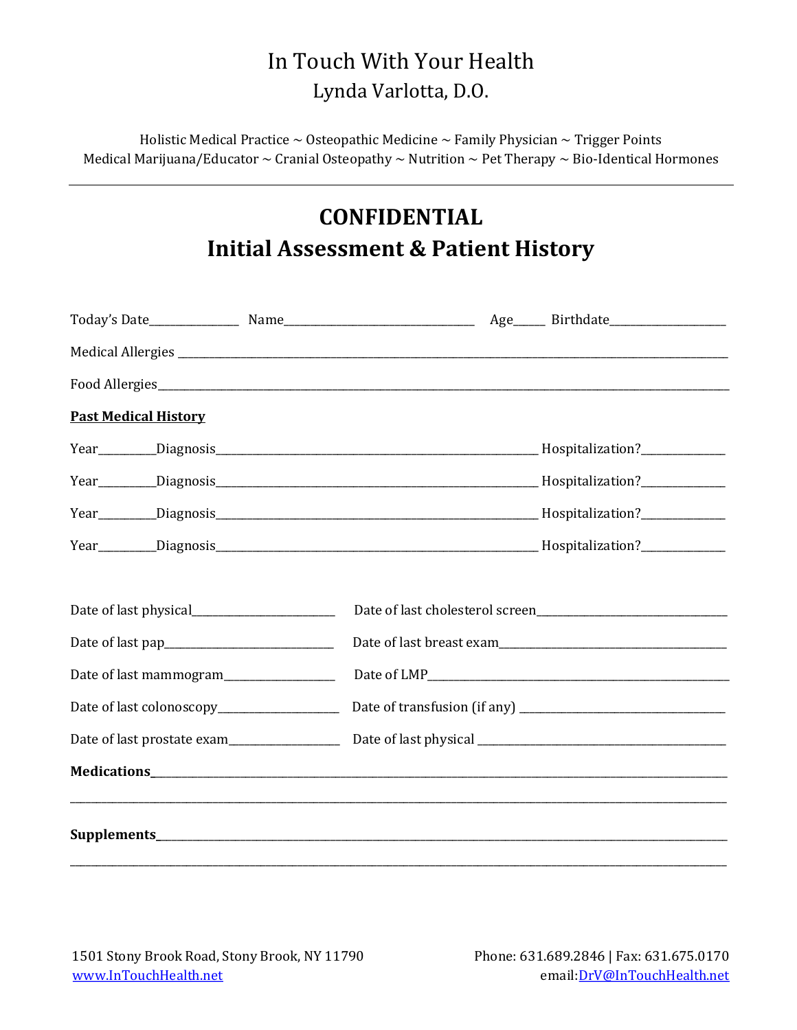# In Touch With Your Health

## Lynda Varlotta, D.O.

Holistic Medical Practice ~ Osteopathic Medicine ~ Family Physician ~ Trigger Points
Medical Marijuana/Educator ~ Cranial Osteopathy ~ Nutrition ~ Pet Therapy ~ Bio-Identical Hormones

---

## CONFIDENTIAL
## Initial Assessment & Patient History

Today's Date______________ Name______________________________ Age_____ Birthdate__________________

Medical Allergies ____________________________________________________________________________________

Food Allergies______________________________________________________________________________________

**Past Medical History**

Year_________Diagnosis_____________________________________________________ Hospitalization?_____________

Year_________Diagnosis_____________________________________________________ Hospitalization?_____________

Year_________Diagnosis_____________________________________________________ Hospitalization?_____________

Year_________Diagnosis_____________________________________________________ Hospitalization?_____________

Date of last physical_______________________ Date of last cholesterol screen______________________________

Date of last pap___________________________ Date of last breast exam___________________________________

Date of last mammogram_________________ Date of LMP______________________________________________

Date of last colonoscopy___________________ Date of transfusion (if any) _________________________________

Date of last prostate exam_________________ Date of last physical _______________________________________

**Medications**________________________________________________________________________________________

_____________________________________________________________________________________________________

**Supplements**_______________________________________________________________________________________

_____________________________________________________________________________________________________

1501 Stony Brook Road, Stony Brook, NY 11790
www.InTouchHealth.net

Phone: 631.689.2846 | Fax: 631.675.0170
email:DrV@InTouchHealth.net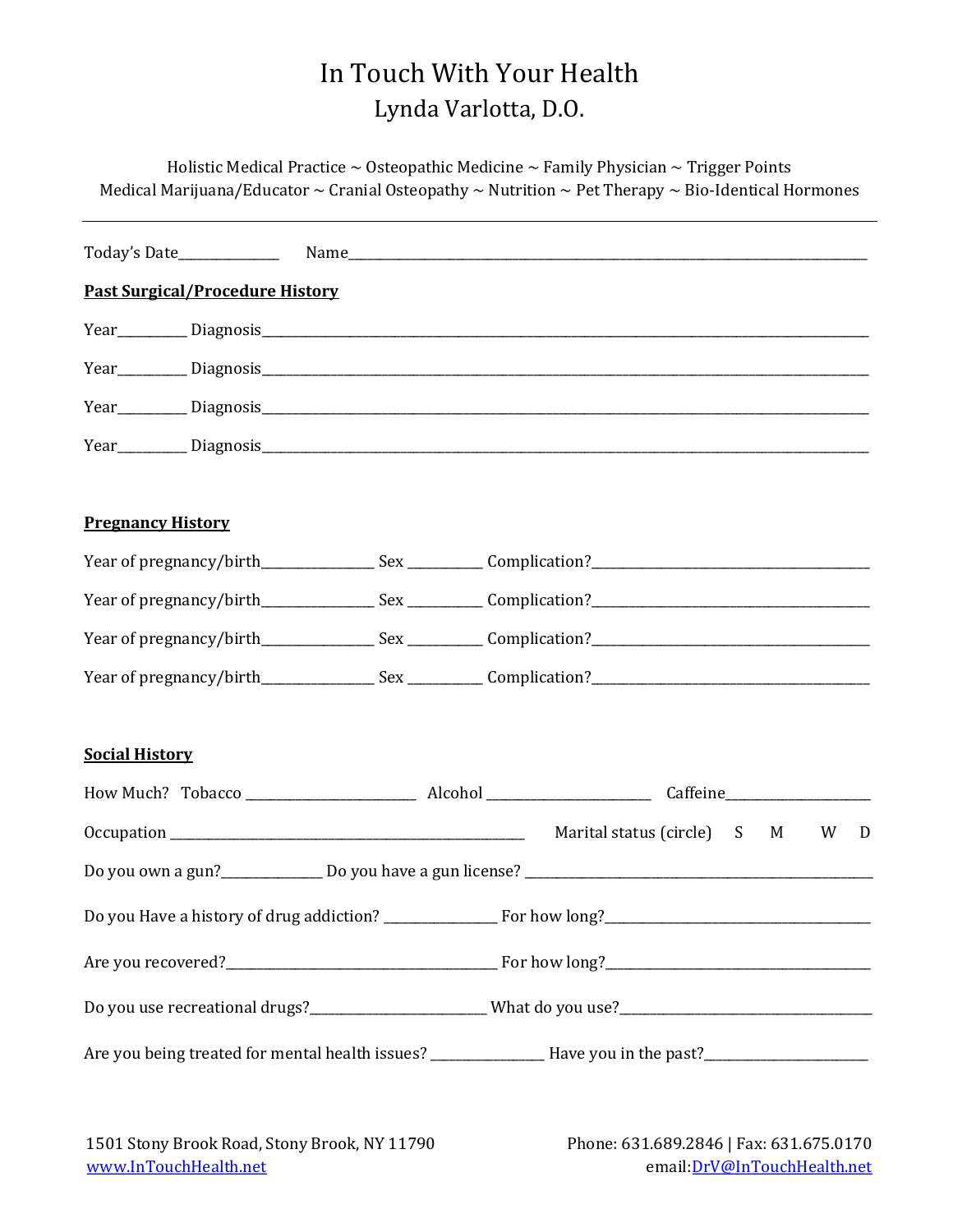# In Touch With Your Health

## Lynda Varlotta, D.O.

Holistic Medical Practice ~ Osteopathic Medicine ~ Family Physician ~ Trigger Points
Medical Marijuana/Educator ~ Cranial Osteopathy ~ Nutrition ~ Pet Therapy ~ Bio-Identical Hormones

---

Today's Date______________ Name______________________________________________________________________________

**Past Surgical/Procedure History**

Year_________ Diagnosis______________________________________________________________________________

Year_________ Diagnosis______________________________________________________________________________

Year_________ Diagnosis______________________________________________________________________________

Year_________ Diagnosis______________________________________________________________________________

**Pregnancy History**

Year of pregnancy/birth_______________ Sex __________ Complication?______________________________________

Year of pregnancy/birth_______________ Sex __________ Complication?______________________________________

Year of pregnancy/birth_______________ Sex __________ Complication?______________________________________

Year of pregnancy/birth_______________ Sex __________ Complication?______________________________________

**Social History**

How Much? Tobacco ________________________ Alcohol ______________________ Caffeine____________________

Occupation ____________________________________________________ Marital status (circle) S M W D

Do you own a gun?______________ Do you have a gun license? _________________________________________________

Do you Have a history of drug addiction? _______________ For how long?_____________________________________

Are you recovered?______________________________________ For how long?_____________________________________

Do you use recreational drugs?________________________ What do you use?_____________________________________

Are you being treated for mental health issues? _______________ Have you in the past?_______________________

1501 Stony Brook Road, Stony Brook, NY 11790
www.InTouchHealth.net

Phone: 631.689.2846 | Fax: 631.675.0170
email:DrV@InTouchHealth.net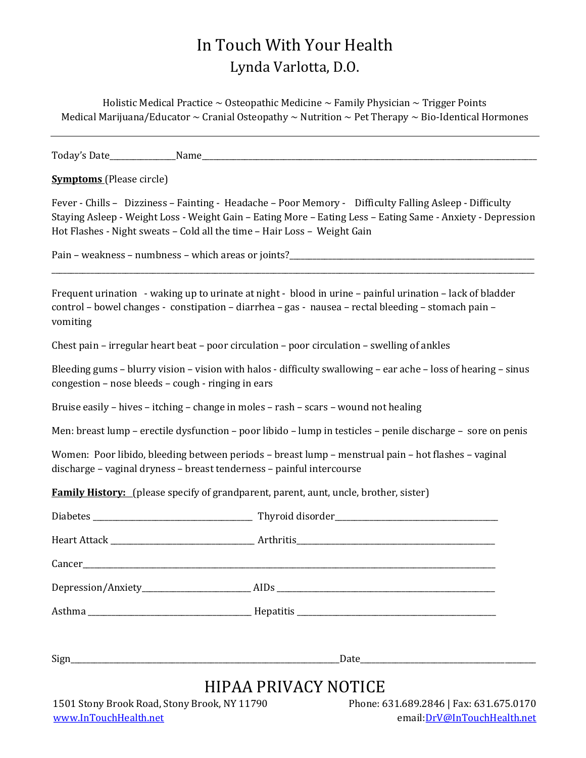# In Touch With Your Health

## Lynda Varlotta, D.O.

Holistic Medical Practice ~ Osteopathic Medicine ~ Family Physician ~ Trigger Points
Medical Marijuana/Educator ~ Cranial Osteopathy ~ Nutrition ~ Pet Therapy ~ Bio-Identical Hormones

---

Today's Date_______________Name_______________________________________________________________

**Symptoms** (Please circle)

Fever - Chills – Dizziness – Fainting - Headache – Poor Memory - Difficulty Falling Asleep - Difficulty Staying Asleep - Weight Loss - Weight Gain – Eating More – Eating Less – Eating Same - Anxiety - Depression Hot Flashes - Night sweats – Cold all the time – Hair Loss – Weight Gain

Pain – weakness – numbness – which areas or joints?_______________________________________________
__________________________________________________________________________________________

Frequent urination - waking up to urinate at night - blood in urine – painful urination – lack of bladder control – bowel changes - constipation – diarrhea – gas - nausea – rectal bleeding – stomach pain – vomiting

Chest pain – irregular heart beat – poor circulation – poor circulation – swelling of ankles

Bleeding gums – blurry vision – vision with halos - difficulty swallowing – ear ache – loss of hearing – sinus congestion – nose bleeds – cough - ringing in ears

Bruise easily – hives – itching – change in moles – rash – scars – wound not healing

Men: breast lump – erectile dysfunction – poor libido – lump in testicles – penile discharge – sore on penis

Women: Poor libido, bleeding between periods – breast lump – menstrual pain – hot flashes – vaginal discharge – vaginal dryness – breast tenderness – painful intercourse

**Family History:** (please specify of grandparent, parent, aunt, uncle, brother, sister)

Diabetes ____________________________________ Thyroid disorder____________________________________

Heart Attack ________________________________ Arthritis_____________________________________________

Cancer_____________________________________________________________________________________

Depression/Anxiety________________________ AIDs _________________________________________________

Asthma _____________________________________ Hepatitis ___________________________________________

Sign______________________________________________________________Date_____________________________________

## HIPAA PRIVACY NOTICE

1501 Stony Brook Road, Stony Brook, NY 11790 | Phone: 631.689.2846 | Fax: 631.675.0170
www.InTouchHealth.net | email:DrV@InTouchHealth.net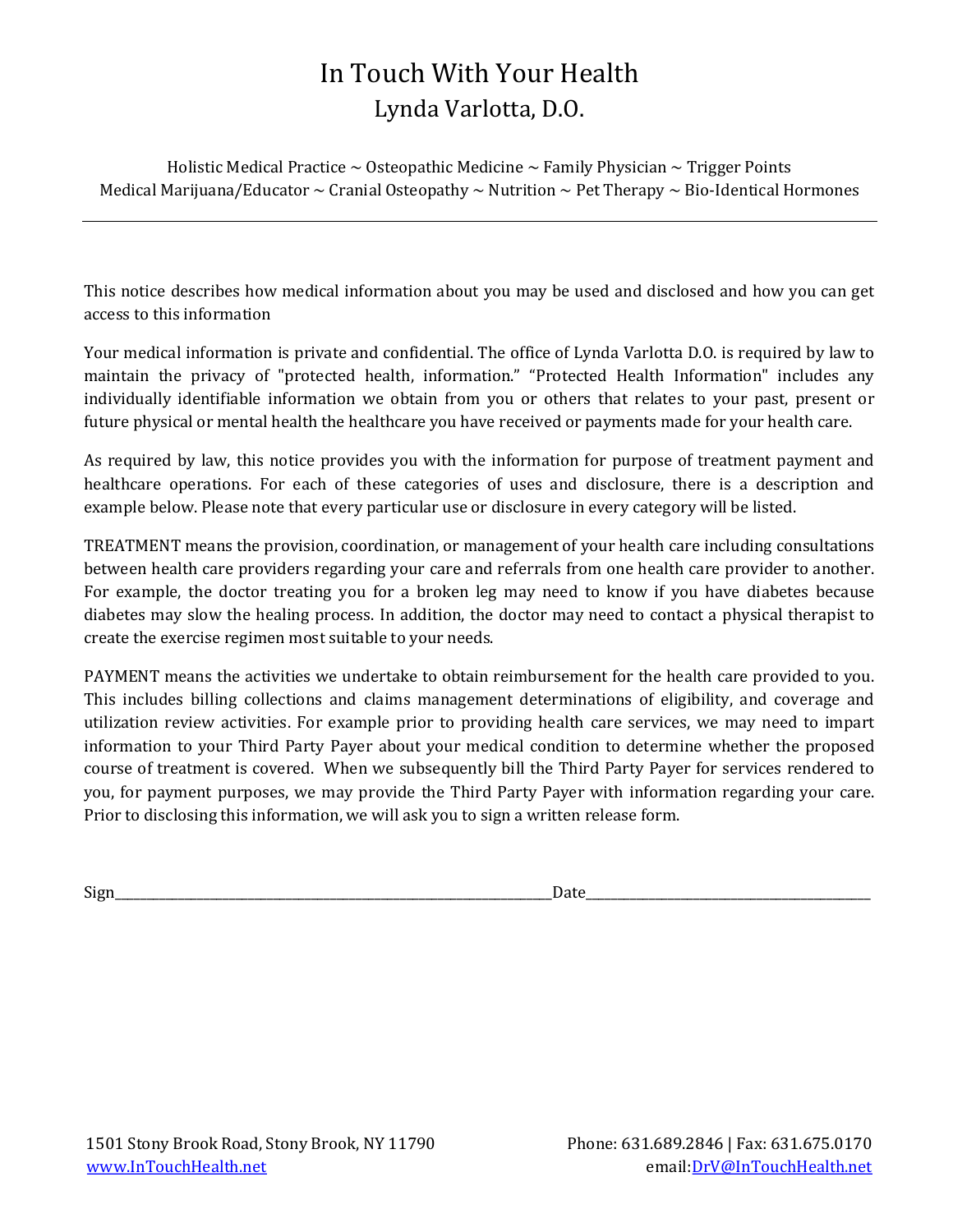# In Touch With Your Health

## Lynda Varlotta, D.O.

Holistic Medical Practice ~ Osteopathic Medicine ~ Family Physician ~ Trigger Points
Medical Marijuana/Educator ~ Cranial Osteopathy ~ Nutrition ~ Pet Therapy ~ Bio-Identical Hormones

---

This notice describes how medical information about you may be used and disclosed and how you can get access to this information

Your medical information is private and confidential. The office of Lynda Varlotta D.O. is required by law to maintain the privacy of "protected health, information." "Protected Health Information" includes any individually identifiable information we obtain from you or others that relates to your past, present or future physical or mental health the healthcare you have received or payments made for your health care.

As required by law, this notice provides you with the information for purpose of treatment payment and healthcare operations. For each of these categories of uses and disclosure, there is a description and example below. Please note that every particular use or disclosure in every category will be listed.

TREATMENT means the provision, coordination, or management of your health care including consultations between health care providers regarding your care and referrals from one health care provider to another. For example, the doctor treating you for a broken leg may need to know if you have diabetes because diabetes may slow the healing process. In addition, the doctor may need to contact a physical therapist to create the exercise regimen most suitable to your needs.

PAYMENT means the activities we undertake to obtain reimbursement for the health care provided to you. This includes billing collections and claims management determinations of eligibility, and coverage and utilization review activities. For example prior to providing health care services, we may need to impart information to your Third Party Payer about your medical condition to determine whether the proposed course of treatment is covered. When we subsequently bill the Third Party Payer for services rendered to you, for payment purposes, we may provide the Third Party Payer with information regarding your care. Prior to disclosing this information, we will ask you to sign a written release form.

Sign\_\_\_\_\_\_\_\_\_\_\_\_\_\_\_\_\_\_\_\_\_\_\_\_\_\_\_\_\_\_\_\_\_\_\_\_\_\_\_\_\_\_\_\_\_\_\_\_\_\_\_\_Date\_\_\_\_\_\_\_\_\_\_\_\_\_\_\_\_\_\_\_\_\_\_\_\_\_\_\_\_\_\_\_\_\_\_\_

1501 Stony Brook Road, Stony Brook, NY 11790
[www.InTouchHealth.net](http://www.InTouchHealth.net)

Phone: 631.689.2846 | Fax: 631.675.0170
email: [DrV@InTouchHealth.net](mailto:DrV@InTouchHealth.net)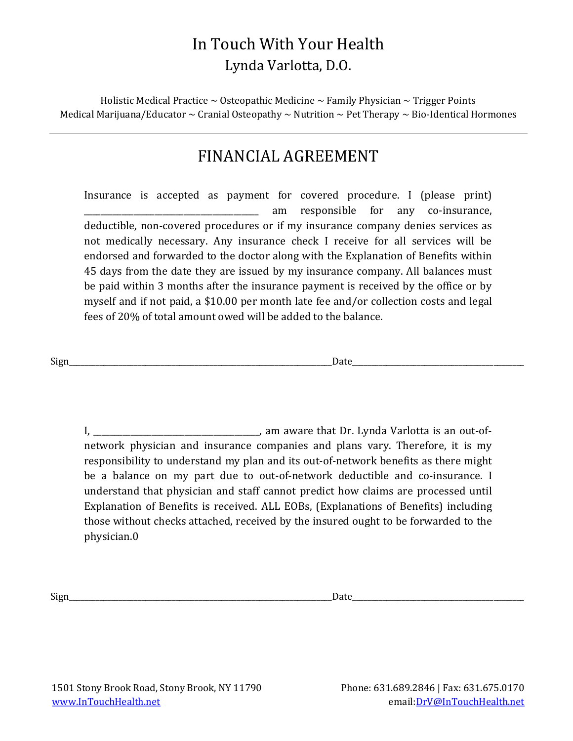# In Touch With Your Health

## Lynda Varlotta, D.O.

Holistic Medical Practice ~ Osteopathic Medicine ~ Family Physician ~ Trigger Points
Medical Marijuana/Educator ~ Cranial Osteopathy ~ Nutrition ~ Pet Therapy ~ Bio-Identical Hormones

---

## FINANCIAL AGREEMENT

Insurance is accepted as payment for covered procedure. I (please print) ______________________________ am responsible for any co-insurance, deductible, non-covered procedures or if my insurance company denies services as not medically necessary. Any insurance check I receive for all services will be endorsed and forwarded to the doctor along with the Explanation of Benefits within 45 days from the date they are issued by my insurance company. All balances must be paid within 3 months after the insurance payment is received by the office or by myself and if not paid, a $10.00 per month late fee and/or collection costs and legal fees of 20% of total amount owed will be added to the balance.

Sign____________________________________________________Date________________________________

I, ______________________________, am aware that Dr. Lynda Varlotta is an out-of-network physician and insurance companies and plans vary. Therefore, it is my responsibility to understand my plan and its out-of-network benefits as there might be a balance on my part due to out-of-network deductible and co-insurance. I understand that physician and staff cannot predict how claims are processed until Explanation of Benefits is received. ALL EOBs, (Explanations of Benefits) including those without checks attached, received by the insured ought to be forwarded to the physician.0

Sign____________________________________________________Date________________________________

1501 Stony Brook Road, Stony Brook, NY 11790
www.InTouchHealth.net

Phone: 631.689.2846 | Fax: 631.675.0170
email:DrV@InTouchHealth.net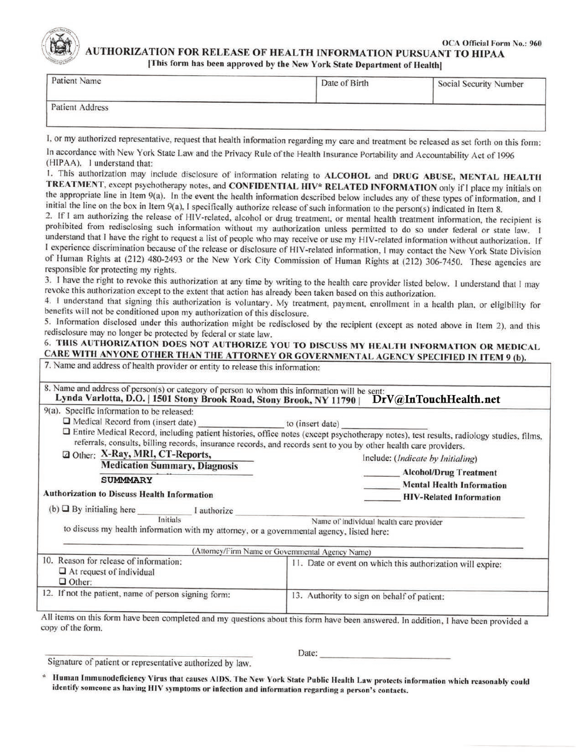OCA Official Form No.: 960

# AUTHORIZATION FOR RELEASE OF HEALTH INFORMATION PURSUANT TO HIPAA

**[This form has been approved by the New York State Department of Health]**

| Patient Name | Date of Birth | Social Security Number |
|---|---|---|
| Patient Address | | |

I, or my authorized representative, request that health information regarding my care and treatment be released as set forth on this form:

In accordance with New York State Law and the Privacy Rule of the Health Insurance Portability and Accountability Act of 1996 (HIPAA), I understand that:

1. This authorization may include disclosure of information relating to **ALCOHOL** and **DRUG ABUSE, MENTAL HEALTH TREATMENT**, except psychotherapy notes, and **CONFIDENTIAL HIV\* RELATED INFORMATION** only if I place my initials on the appropriate line in Item 9(a). In the event the health information described below includes any of these types of information, and I initial the line on the box in Item 9(a), I specifically authorize release of such information to the person(s) indicated in Item 8.
2. If I am authorizing the release of HIV-related, alcohol or drug treatment, or mental health treatment information, the recipient is prohibited from redisclosing such information without my authorization unless permitted to do so under federal or state law. I understand that I have the right to request a list of people who may receive or use my HIV-related information without authorization. If I experience discrimination because of the release or disclosure of HIV-related information, I may contact the New York State Division of Human Rights at (212) 480-2493 or the New York City Commission of Human Rights at (212) 306-7450. These agencies are responsible for protecting my rights.
3. I have the right to revoke this authorization at any time by writing to the health care provider listed below. I understand that I may revoke this authorization except to the extent that action has already been taken based on this authorization.
4. I understand that signing this authorization is voluntary. My treatment, payment, enrollment in a health plan, or eligibility for benefits will not be conditioned upon my authorization of this disclosure.
5. Information disclosed under this authorization might be redisclosed by the recipient (except as noted above in Item 2), and this redisclosure may no longer be protected by federal or state law.
6. **THIS AUTHORIZATION DOES NOT AUTHORIZE YOU TO DISCUSS MY HEALTH INFORMATION OR MEDICAL CARE WITH ANYONE OTHER THAN THE ATTORNEY OR GOVERNMENTAL AGENCY SPECIFIED IN ITEM 9 (b).**

7. Name and address of health provider or entity to release this information:

8. Name and address of person(s) or category of person to whom this information will be sent:
**Lynda Varlotta, D.O. | 1501 Stony Brook Road, Stony Brook, NY 11790 | DrV@InTouchHealth.net**

9(a). Specific information to be released:

- ☐ Medical Record from (insert date) __________ to (insert date) __________
- ☐ Entire Medical Record, including patient histories, office notes (except psychotherapy notes), test results, radiology studies, films, referrals, consults, billing records, insurance records, and records sent to you by other health care providers.
- ☑ Other: **X-Ray, MRI, CT-Reports, Medication Summary, Diagnosis SUMMMARY**

Include: (*Indicate by Initialing*)

- ________ **Alcohol/Drug Treatment**
- ________ **Mental Health Information**
- ________ **HIV-Related Information**

**Authorization to Discuss Health Information**

(b) ☐ By initialing here __________ I authorize ______________________________
(Initials) (Name of individual health care provider)

to discuss my health information with my attorney, or a governmental agency, listed here:

______________________________________________
(Attorney/Firm Name or Governmental Agency Name)

| 10. Reason for release of information:<br>☐ At request of individual<br>☐ Other: | 11. Date or event on which this authorization will expire: |
|---|---|
| 12. If not the patient, name of person signing form: | 13. Authority to sign on behalf of patient: |

All items on this form have been completed and my questions about this form have been answered. In addition, I have been provided a copy of the form.

______________________________________________ Date: __________________
Signature of patient or representative authorized by law.

\* **Human Immunodeficiency Virus that causes AIDS. The New York State Public Health Law protects information which reasonably could identify someone as having HIV symptoms or infection and information regarding a person's contacts.**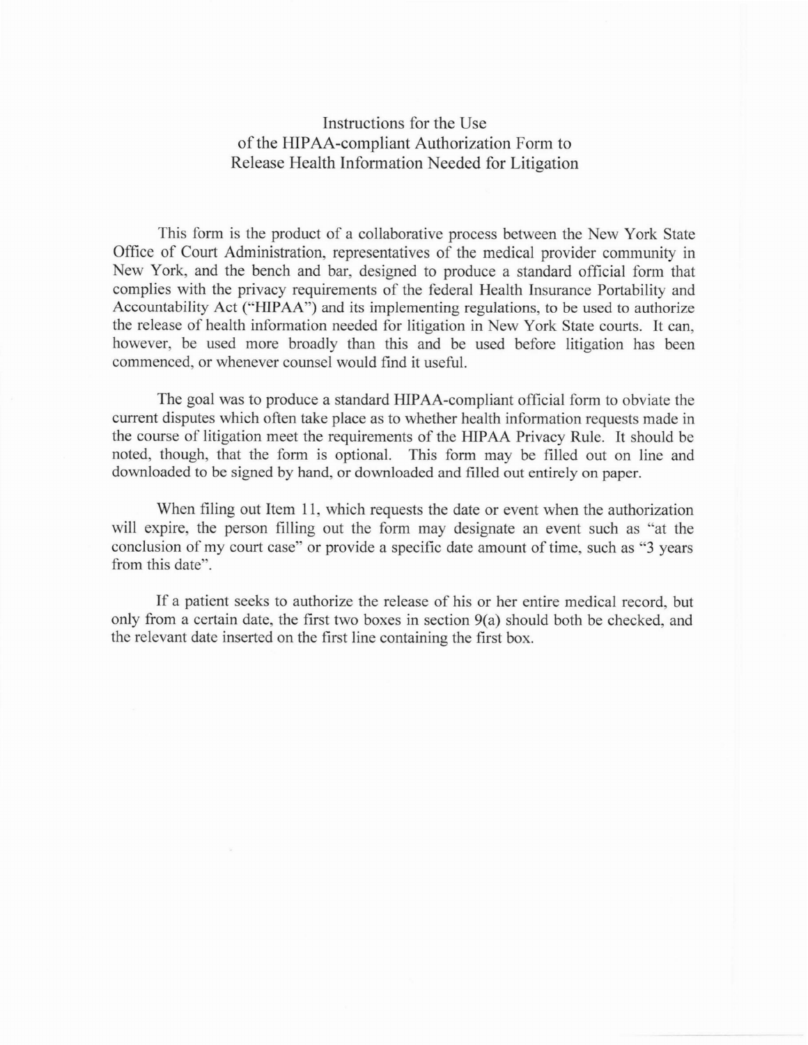# Instructions for the Use of the HIPAA-compliant Authorization Form to Release Health Information Needed for Litigation

This form is the product of a collaborative process between the New York State Office of Court Administration, representatives of the medical provider community in New York, and the bench and bar, designed to produce a standard official form that complies with the privacy requirements of the federal Health Insurance Portability and Accountability Act ("HIPAA") and its implementing regulations, to be used to authorize the release of health information needed for litigation in New York State courts. It can, however, be used more broadly than this and be used before litigation has been commenced, or whenever counsel would find it useful.

The goal was to produce a standard HIPAA-compliant official form to obviate the current disputes which often take place as to whether health information requests made in the course of litigation meet the requirements of the HIPAA Privacy Rule. It should be noted, though, that the form is optional. This form may be filled out on line and downloaded to be signed by hand, or downloaded and filled out entirely on paper.

When filing out Item 11, which requests the date or event when the authorization will expire, the person filling out the form may designate an event such as "at the conclusion of my court case" or provide a specific date amount of time, such as "3 years from this date".

If a patient seeks to authorize the release of his or her entire medical record, but only from a certain date, the first two boxes in section 9(a) should both be checked, and the relevant date inserted on the first line containing the first box.